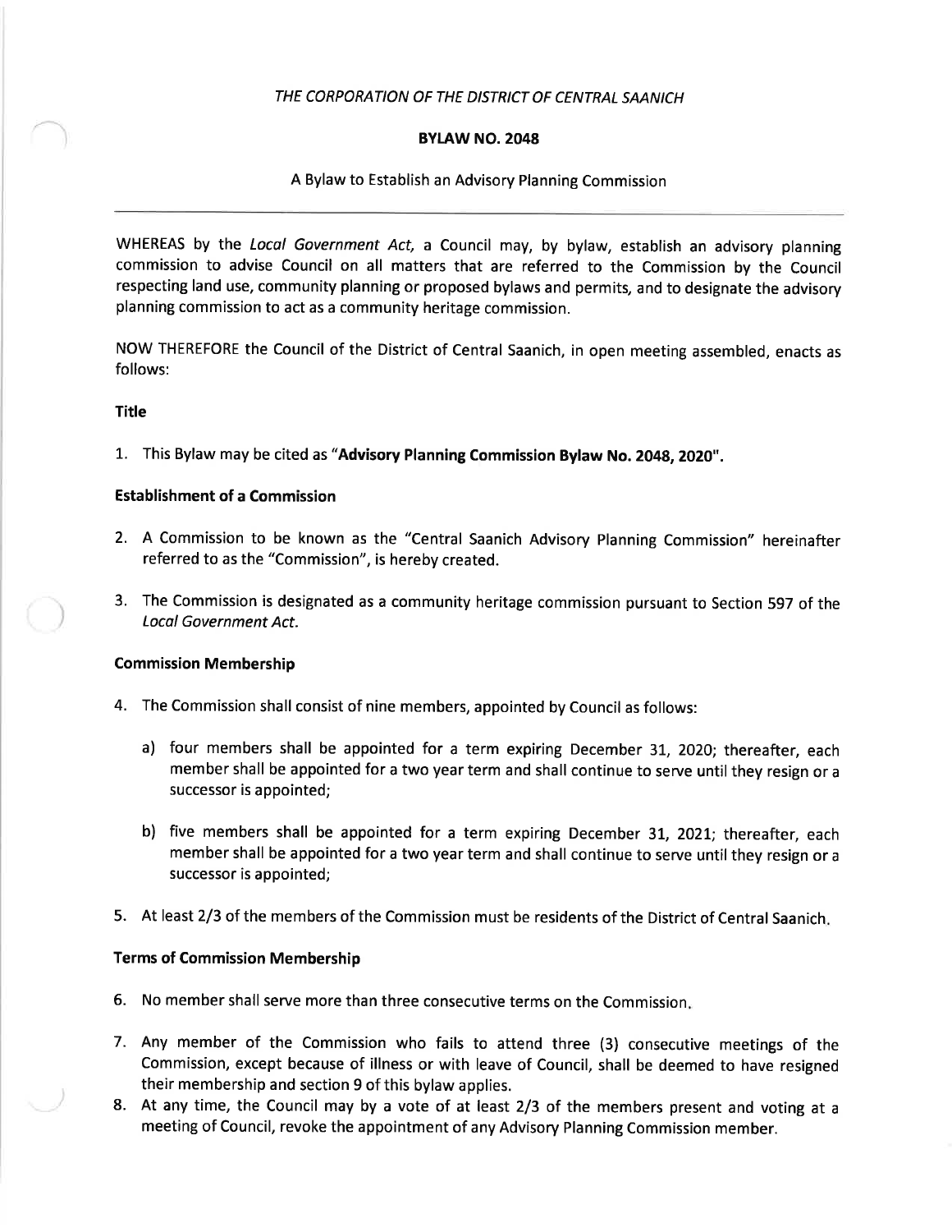*THE CORPORATION OF THE DISTRICT OF CENTRAL SAANICH*

**BYLAW NO. 2048**

A Bylaw to Establish an Advisory Planning Commission

---

WHEREAS by the *Local Government Act*, a Council may, by bylaw, establish an advisory planning commission to advise Council on all matters that are referred to the Commission by the Council respecting land use, community planning or proposed bylaws and permits, and to designate the advisory planning commission to act as a community heritage commission.

NOW THEREFORE the Council of the District of Central Saanich, in open meeting assembled, enacts as follows:

**Title**

1. This Bylaw may be cited as "**Advisory Planning Commission Bylaw No. 2048, 2020**".

**Establishment of a Commission**

2. A Commission to be known as the "Central Saanich Advisory Planning Commission" hereinafter referred to as the "Commission", is hereby created.

3. The Commission is designated as a community heritage commission pursuant to Section 597 of the *Local Government Act*.

**Commission Membership**

4. The Commission shall consist of nine members, appointed by Council as follows:

   a) four members shall be appointed for a term expiring December 31, 2020; thereafter, each member shall be appointed for a two year term and shall continue to serve until they resign or a successor is appointed;

   b) five members shall be appointed for a term expiring December 31, 2021; thereafter, each member shall be appointed for a two year term and shall continue to serve until they resign or a successor is appointed;

5. At least 2/3 of the members of the Commission must be residents of the District of Central Saanich.

**Terms of Commission Membership**

6. No member shall serve more than three consecutive terms on the Commission.

7. Any member of the Commission who fails to attend three (3) consecutive meetings of the Commission, except because of illness or with leave of Council, shall be deemed to have resigned their membership and section 9 of this bylaw applies.

8. At any time, the Council may by a vote of at least 2/3 of the members present and voting at a meeting of Council, revoke the appointment of any Advisory Planning Commission member.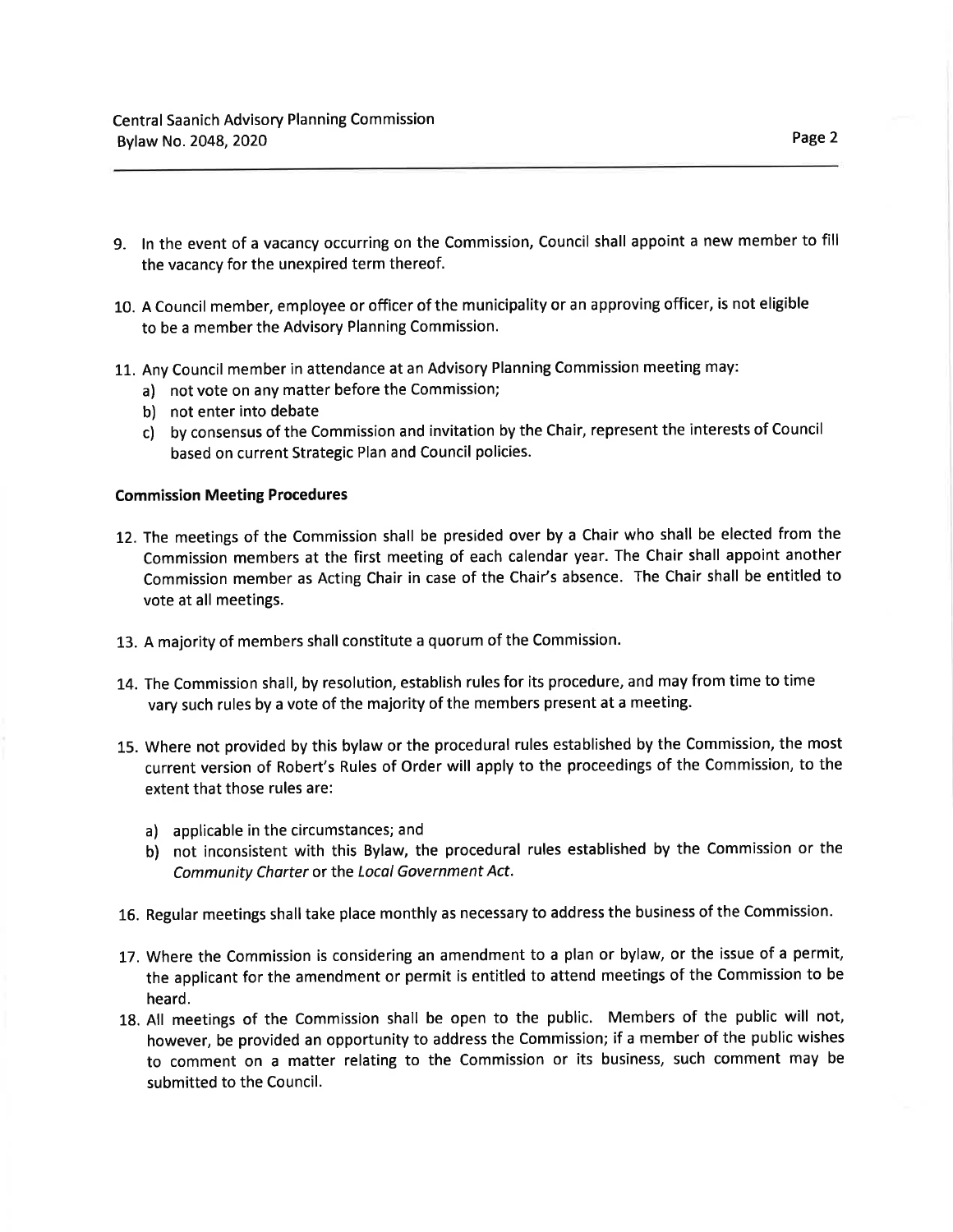9. In the event of a vacancy occurring on the Commission, Council shall appoint a new member to fill the vacancy for the unexpired term thereof.

10. A Council member, employee or officer of the municipality or an approving officer, is not eligible to be a member the Advisory Planning Commission.

11. Any Council member in attendance at an Advisory Planning Commission meeting may:
    a) not vote on any matter before the Commission;
    b) not enter into debate
    c) by consensus of the Commission and invitation by the Chair, represent the interests of Council based on current Strategic Plan and Council policies.

**Commission Meeting Procedures**

12. The meetings of the Commission shall be presided over by a Chair who shall be elected from the Commission members at the first meeting of each calendar year. The Chair shall appoint another Commission member as Acting Chair in case of the Chair's absence. The Chair shall be entitled to vote at all meetings.

13. A majority of members shall constitute a quorum of the Commission.

14. The Commission shall, by resolution, establish rules for its procedure, and may from time to time vary such rules by a vote of the majority of the members present at a meeting.

15. Where not provided by this bylaw or the procedural rules established by the Commission, the most current version of Robert's Rules of Order will apply to the proceedings of the Commission, to the extent that those rules are:

    a) applicable in the circumstances; and
    b) not inconsistent with this Bylaw, the procedural rules established by the Commission or the *Community Charter* or the *Local Government Act*.

16. Regular meetings shall take place monthly as necessary to address the business of the Commission.

17. Where the Commission is considering an amendment to a plan or bylaw, or the issue of a permit, the applicant for the amendment or permit is entitled to attend meetings of the Commission to be heard.

18. All meetings of the Commission shall be open to the public. Members of the public will not, however, be provided an opportunity to address the Commission; if a member of the public wishes to comment on a matter relating to the Commission or its business, such comment may be submitted to the Council.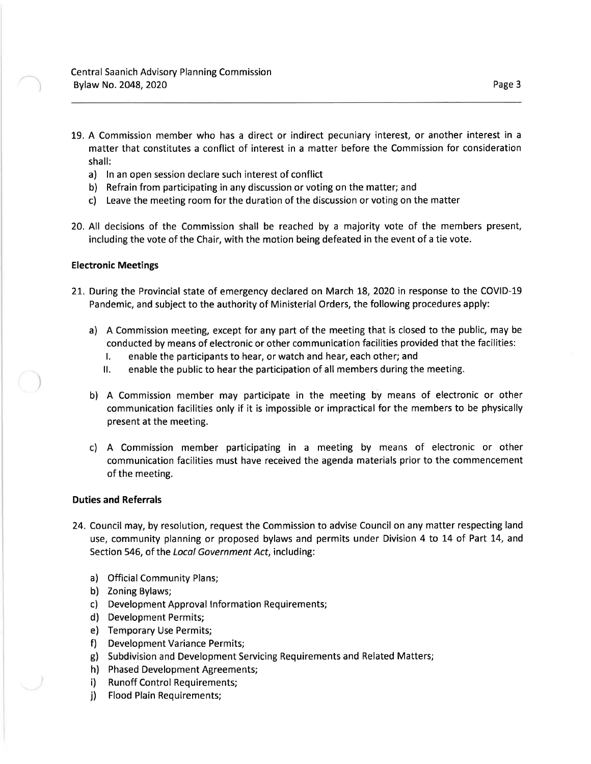19. A Commission member who has a direct or indirect pecuniary interest, or another interest in a matter that constitutes a conflict of interest in a matter before the Commission for consideration shall:
    a) In an open session declare such interest of conflict
    b) Refrain from participating in any discussion or voting on the matter; and
    c) Leave the meeting room for the duration of the discussion or voting on the matter

20. All decisions of the Commission shall be reached by a majority vote of the members present, including the vote of the Chair, with the motion being defeated in the event of a tie vote.

**Electronic Meetings**

21. During the Provincial state of emergency declared on March 18, 2020 in response to the COVID-19 Pandemic, and subject to the authority of Ministerial Orders, the following procedures apply:

    a) A Commission meeting, except for any part of the meeting that is closed to the public, may be conducted by means of electronic or other communication facilities provided that the facilities:
       I. enable the participants to hear, or watch and hear, each other; and
       II. enable the public to hear the participation of all members during the meeting.

    b) A Commission member may participate in the meeting by means of electronic or other communication facilities only if it is impossible or impractical for the members to be physically present at the meeting.

    c) A Commission member participating in a meeting by means of electronic or other communication facilities must have received the agenda materials prior to the commencement of the meeting.

**Duties and Referrals**

24. Council may, by resolution, request the Commission to advise Council on any matter respecting land use, community planning or proposed bylaws and permits under Division 4 to 14 of Part 14, and Section 546, of the *Local Government Act*, including:

    a) Official Community Plans;
    b) Zoning Bylaws;
    c) Development Approval Information Requirements;
    d) Development Permits;
    e) Temporary Use Permits;
    f) Development Variance Permits;
    g) Subdivision and Development Servicing Requirements and Related Matters;
    h) Phased Development Agreements;
    i) Runoff Control Requirements;
    j) Flood Plain Requirements;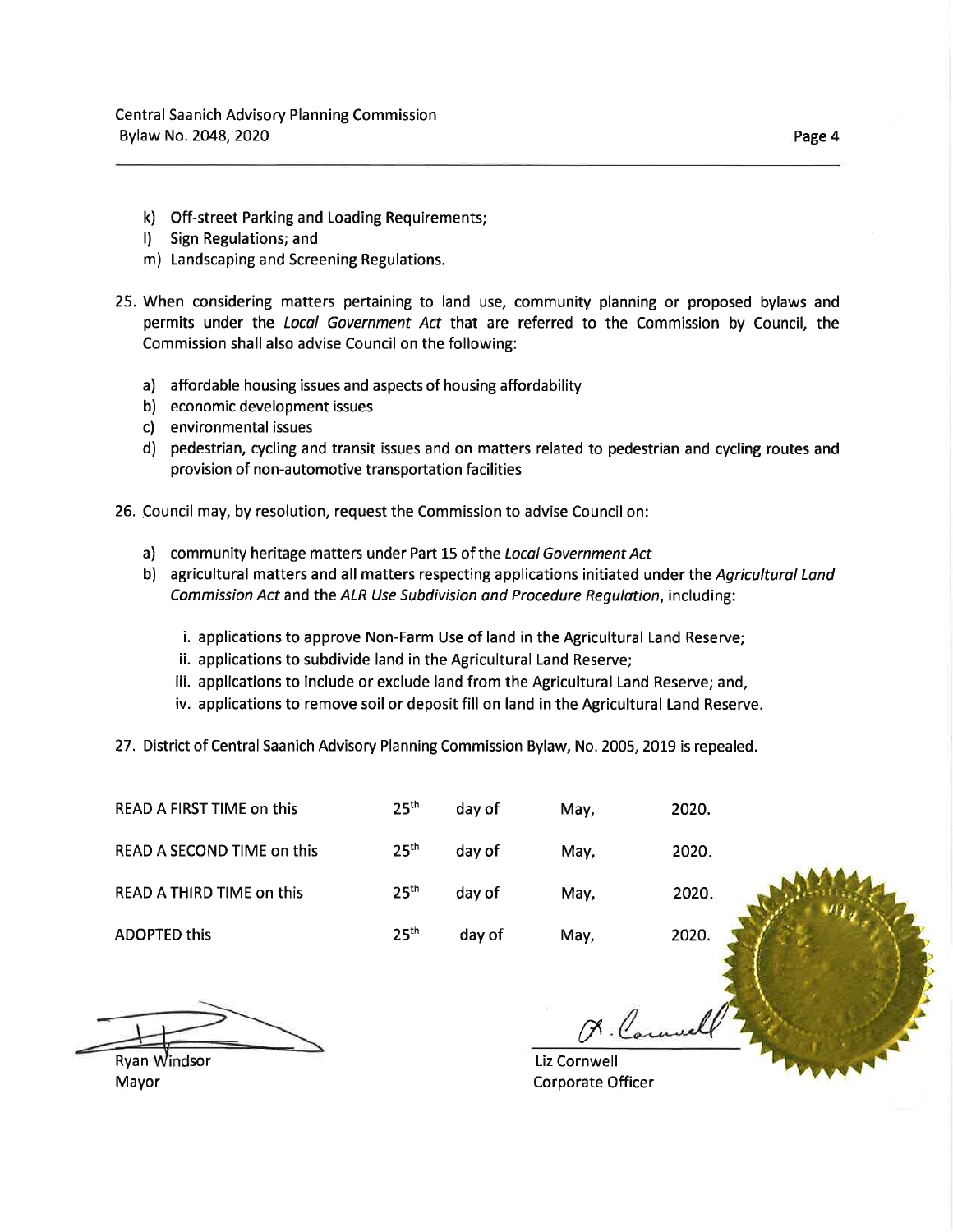k) Off-street Parking and Loading Requirements;
l) Sign Regulations; and
m) Landscaping and Screening Regulations.

25. When considering matters pertaining to land use, community planning or proposed bylaws and permits under the *Local Government Act* that are referred to the Commission by Council, the Commission shall also advise Council on the following:

    a) affordable housing issues and aspects of housing affordability
    b) economic development issues
    c) environmental issues
    d) pedestrian, cycling and transit issues and on matters related to pedestrian and cycling routes and provision of non-automotive transportation facilities

26. Council may, by resolution, request the Commission to advise Council on:

    a) community heritage matters under Part 15 of the *Local Government Act*
    b) agricultural matters and all matters respecting applications initiated under the *Agricultural Land Commission Act* and the *ALR Use Subdivision and Procedure Regulation*, including:

        i. applications to approve Non-Farm Use of land in the Agricultural Land Reserve;
        ii. applications to subdivide land in the Agricultural Land Reserve;
        iii. applications to include or exclude land from the Agricultural Land Reserve; and,
        iv. applications to remove soil or deposit fill on land in the Agricultural Land Reserve.

27. District of Central Saanich Advisory Planning Commission Bylaw, No. 2005, 2019 is repealed.

| | | | | |
|---|---|---|---|---|
| READ A FIRST TIME on this | 25th | day of | May, | 2020. |
| READ A SECOND TIME on this | 25th | day of | May, | 2020. |
| READ A THIRD TIME on this | 25th | day of | May, | 2020. |
| ADOPTED this | 25th | day of | May, | 2020. |

Ryan Windsor
Mayor

Liz Cornwell
Corporate Officer